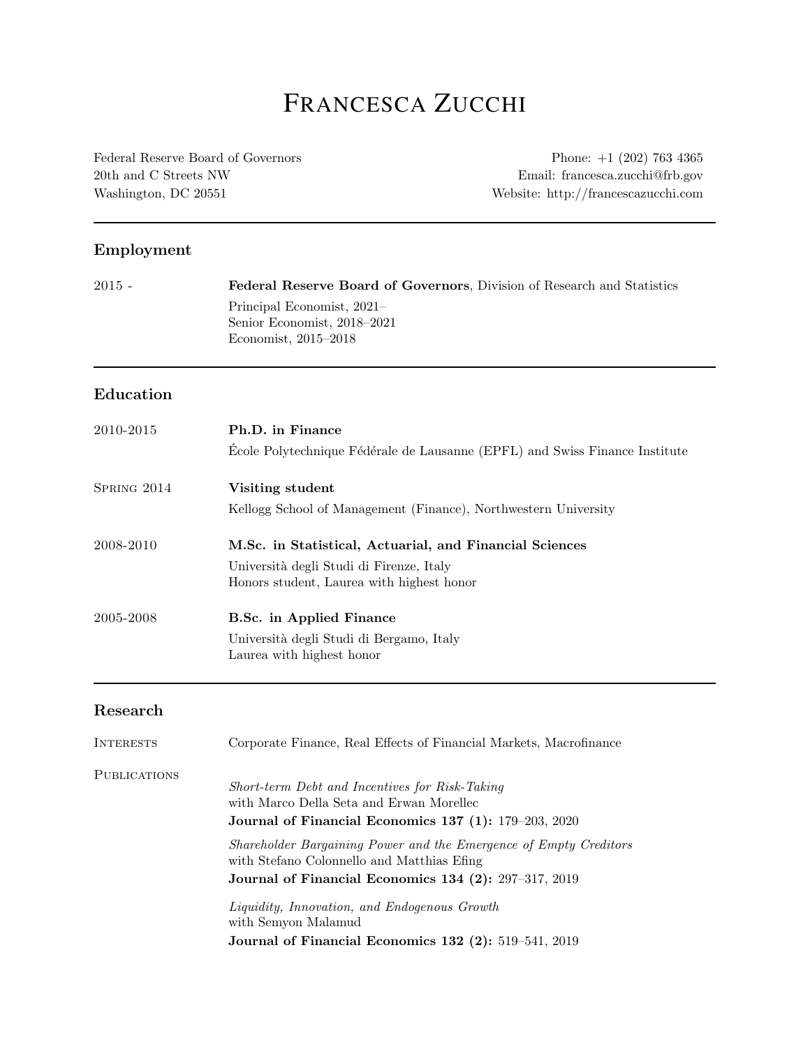# Francesca Zucchi

Federal Reserve Board of Governors
20th and C Streets NW
Washington, DC 20551

Phone: +1 (202) 763 4365
Email: francesca.zucchi@frb.gov
Website: http://francescazucchi.com

---

## Employment

2015 - **Federal Reserve Board of Governors**, Division of Research and Statistics
Principal Economist, 2021–
Senior Economist, 2018–2021
Economist, 2015–2018

---

## Education

2010-2015 **Ph.D. in Finance**
École Polytechnique Fédérale de Lausanne (EPFL) and Swiss Finance Institute

Spring 2014 **Visiting student**
Kellogg School of Management (Finance), Northwestern University

2008-2010 **M.Sc. in Statistical, Actuarial, and Financial Sciences**
Università degli Studi di Firenze, Italy
Honors student, Laurea with highest honor

2005-2008 **B.Sc. in Applied Finance**
Università degli Studi di Bergamo, Italy
Laurea with highest honor

---

## Research

Interests: Corporate Finance, Real Effects of Financial Markets, Macrofinance

Publications:

*Short-term Debt and Incentives for Risk-Taking*
with Marco Della Seta and Erwan Morellec
**Journal of Financial Economics 137 (1):** 179–203, 2020

*Shareholder Bargaining Power and the Emergence of Empty Creditors*
with Stefano Colonnello and Matthias Efing
**Journal of Financial Economics 134 (2):** 297–317, 2019

*Liquidity, Innovation, and Endogenous Growth*
with Semyon Malamud
**Journal of Financial Economics 132 (2):** 519–541, 2019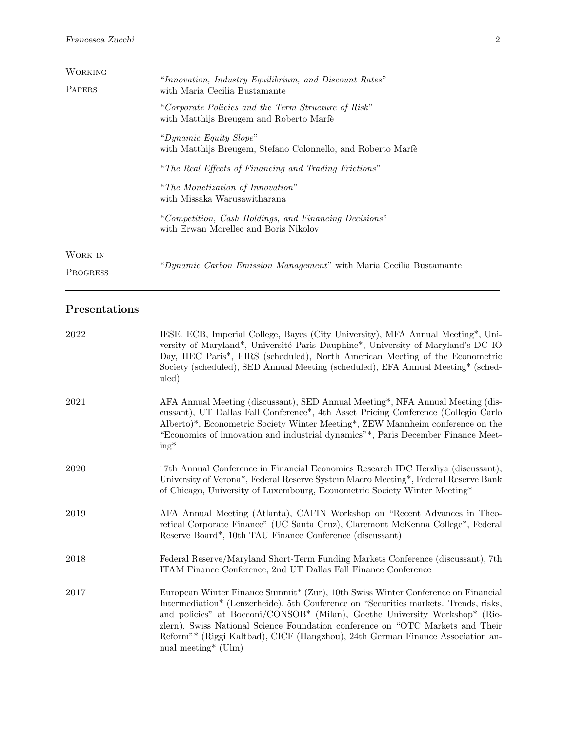**Working Papers**

"*Innovation, Industry Equilibrium, and Discount Rates*"
with Maria Cecilia Bustamante

"*Corporate Policies and the Term Structure of Risk*"
with Matthijs Breugem and Roberto Marfè

"*Dynamic Equity Slope*"
with Matthijs Breugem, Stefano Colonnello, and Roberto Marfè

"*The Real Effects of Financing and Trading Frictions*"

"*The Monetization of Innovation*"
with Missaka Warusawitharana

"*Competition, Cash Holdings, and Financing Decisions*"
with Erwan Morellec and Boris Nikolov

**Work in Progress**

"*Dynamic Carbon Emission Management*" with Maria Cecilia Bustamante

---

## Presentations

**2022** IESE, ECB, Imperial College, Bayes (City University), MFA Annual Meeting*, University of Maryland*, Université Paris Dauphine*, University of Maryland's DC IO Day, HEC Paris*, FIRS (scheduled), North American Meeting of the Econometric Society (scheduled), SED Annual Meeting (scheduled), EFA Annual Meeting* (scheduled)

**2021** AFA Annual Meeting (discussant), SED Annual Meeting*, NFA Annual Meeting (discussant), UT Dallas Fall Conference*, 4th Asset Pricing Conference (Collegio Carlo Alberto)*, Econometric Society Winter Meeting*, ZEW Mannheim conference on the "Economics of innovation and industrial dynamics"*, Paris December Finance Meeting*

**2020** 17th Annual Conference in Financial Economics Research IDC Herzliya (discussant), University of Verona*, Federal Reserve System Macro Meeting*, Federal Reserve Bank of Chicago, University of Luxembourg, Econometric Society Winter Meeting*

**2019** AFA Annual Meeting (Atlanta), CAFIN Workshop on "Recent Advances in Theoretical Corporate Finance" (UC Santa Cruz), Claremont McKenna College*, Federal Reserve Board*, 10th TAU Finance Conference (discussant)

**2018** Federal Reserve/Maryland Short-Term Funding Markets Conference (discussant), 7th ITAM Finance Conference, 2nd UT Dallas Fall Finance Conference

**2017** European Winter Finance Summit* (Zur), 10th Swiss Winter Conference on Financial Intermediation* (Lenzerheide), 5th Conference on "Securities markets. Trends, risks, and policies" at Bocconi/CONSOB* (Milan), Goethe University Workshop* (Riezlern), Swiss National Science Foundation conference on "OTC Markets and Their Reform"* (Riggi Kaltbad), CICF (Hangzhou), 24th German Finance Association annual meeting* (Ulm)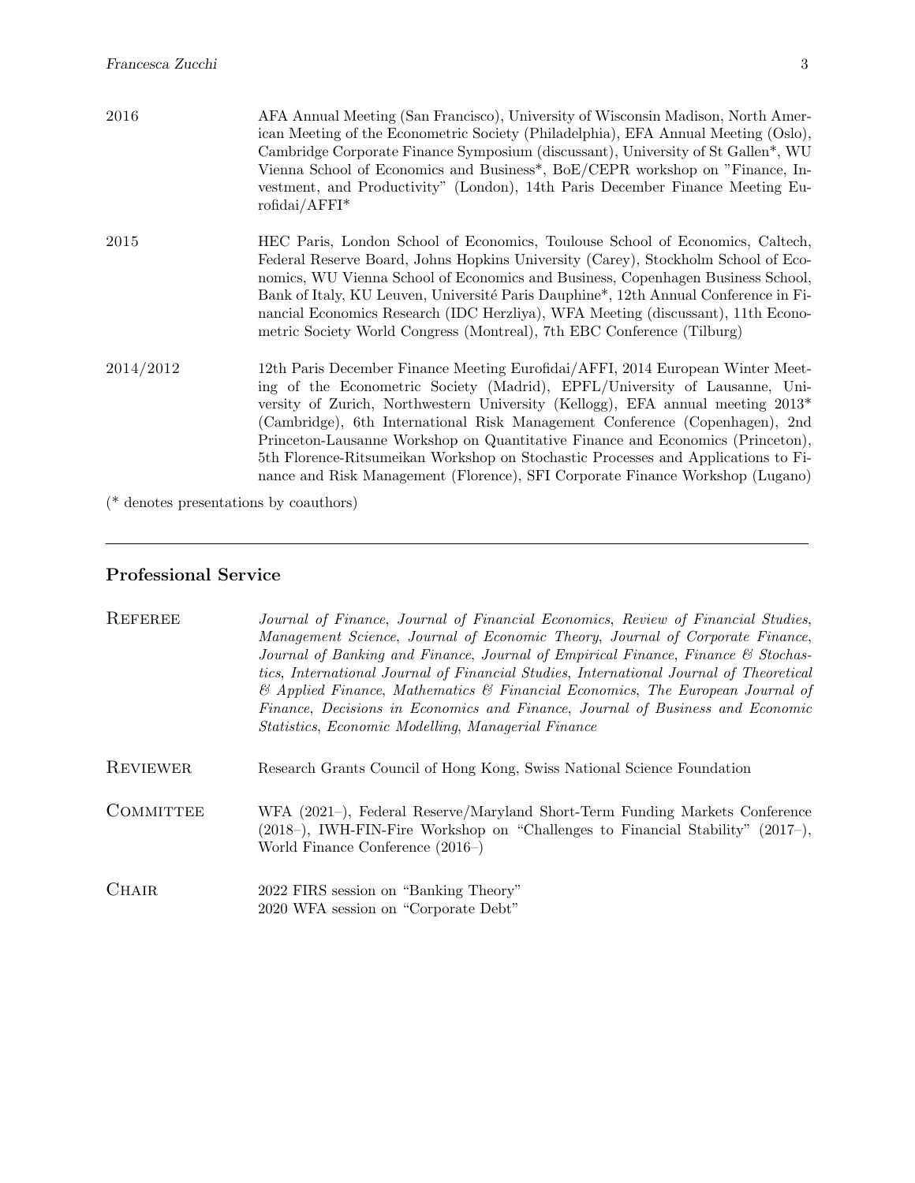2016 — AFA Annual Meeting (San Francisco), University of Wisconsin Madison, North American Meeting of the Econometric Society (Philadelphia), EFA Annual Meeting (Oslo), Cambridge Corporate Finance Symposium (discussant), University of St Gallen*, WU Vienna School of Economics and Business*, BoE/CEPR workshop on "Finance, Investment, and Productivity" (London), 14th Paris December Finance Meeting Eurofidai/AFFI*

2015 — HEC Paris, London School of Economics, Toulouse School of Economics, Caltech, Federal Reserve Board, Johns Hopkins University (Carey), Stockholm School of Economics, WU Vienna School of Economics and Business, Copenhagen Business School, Bank of Italy, KU Leuven, Université Paris Dauphine*, 12th Annual Conference in Financial Economics Research (IDC Herzliya), WFA Meeting (discussant), 11th Econometric Society World Congress (Montreal), 7th EBC Conference (Tilburg)

2014/2012 — 12th Paris December Finance Meeting Eurofidai/AFFI, 2014 European Winter Meeting of the Econometric Society (Madrid), EPFL/University of Lausanne, University of Zurich, Northwestern University (Kellogg), EFA annual meeting 2013* (Cambridge), 6th International Risk Management Conference (Copenhagen), 2nd Princeton-Lausanne Workshop on Quantitative Finance and Economics (Princeton), 5th Florence-Ritsumeikan Workshop on Stochastic Processes and Applications to Finance and Risk Management (Florence), SFI Corporate Finance Workshop (Lugano)

(* denotes presentations by coauthors)

---

## Professional Service

**Referee** — *Journal of Finance*, *Journal of Financial Economics*, *Review of Financial Studies*, *Management Science*, *Journal of Economic Theory*, *Journal of Corporate Finance*, *Journal of Banking and Finance*, *Journal of Empirical Finance*, *Finance & Stochastics*, *International Journal of Financial Studies*, *International Journal of Theoretical & Applied Finance*, *Mathematics & Financial Economics*, *The European Journal of Finance*, *Decisions in Economics and Finance*, *Journal of Business and Economic Statistics*, *Economic Modelling*, *Managerial Finance*

**Reviewer** — Research Grants Council of Hong Kong, Swiss National Science Foundation

**Committee** — WFA (2021–), Federal Reserve/Maryland Short-Term Funding Markets Conference (2018–), IWH-FIN-Fire Workshop on "Challenges to Financial Stability" (2017–), World Finance Conference (2016–)

**Chair** — 2022 FIRS session on "Banking Theory"
2020 WFA session on "Corporate Debt"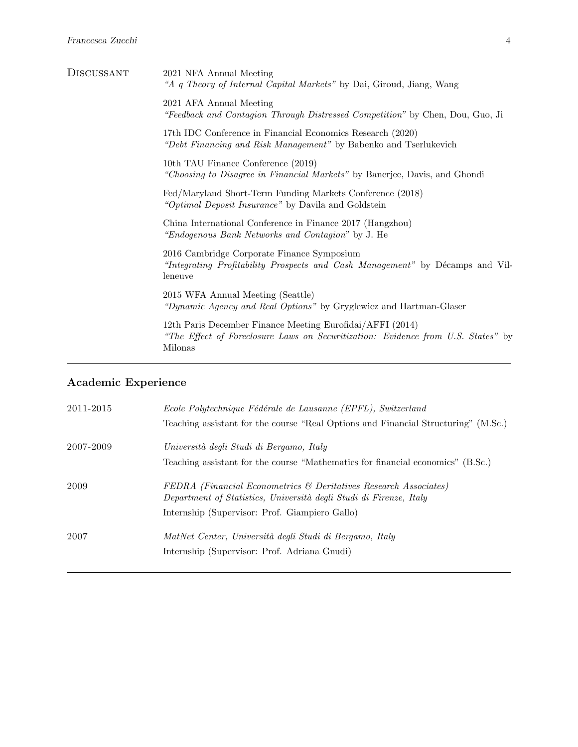**Discussant**

2021 NFA Annual Meeting
*"A q Theory of Internal Capital Markets"* by Dai, Giroud, Jiang, Wang

2021 AFA Annual Meeting
*"Feedback and Contagion Through Distressed Competition"* by Chen, Dou, Guo, Ji

17th IDC Conference in Financial Economics Research (2020)
*"Debt Financing and Risk Management"* by Babenko and Tserlukevich

10th TAU Finance Conference (2019)
*"Choosing to Disagree in Financial Markets"* by Banerjee, Davis, and Ghondi

Fed/Maryland Short-Term Funding Markets Conference (2018)
*"Optimal Deposit Insurance"* by Davila and Goldstein

China International Conference in Finance 2017 (Hangzhou)
*"Endogenous Bank Networks and Contagion"* by J. He

2016 Cambridge Corporate Finance Symposium
*"Integrating Profitability Prospects and Cash Management"* by Décamps and Villeneuve

2015 WFA Annual Meeting (Seattle)
*"Dynamic Agency and Real Options"* by Gryglewicz and Hartman-Glaser

12th Paris December Finance Meeting Eurofidai/AFFI (2014)
*"The Effect of Foreclosure Laws on Securitization: Evidence from U.S. States"* by Milonas

---

## Academic Experience

**2011-2015** — *Ecole Polytechnique Fédérale de Lausanne (EPFL), Switzerland*
Teaching assistant for the course "Real Options and Financial Structuring" (M.Sc.)

**2007-2009** — *Università degli Studi di Bergamo, Italy*
Teaching assistant for the course "Mathematics for financial economics" (B.Sc.)

**2009** — *FEDRA (Financial Econometrics & Deritatives Research Associates)*
*Department of Statistics, Università degli Studi di Firenze, Italy*
Internship (Supervisor: Prof. Giampiero Gallo)

**2007** — *MatNet Center, Università degli Studi di Bergamo, Italy*
Internship (Supervisor: Prof. Adriana Gnudi)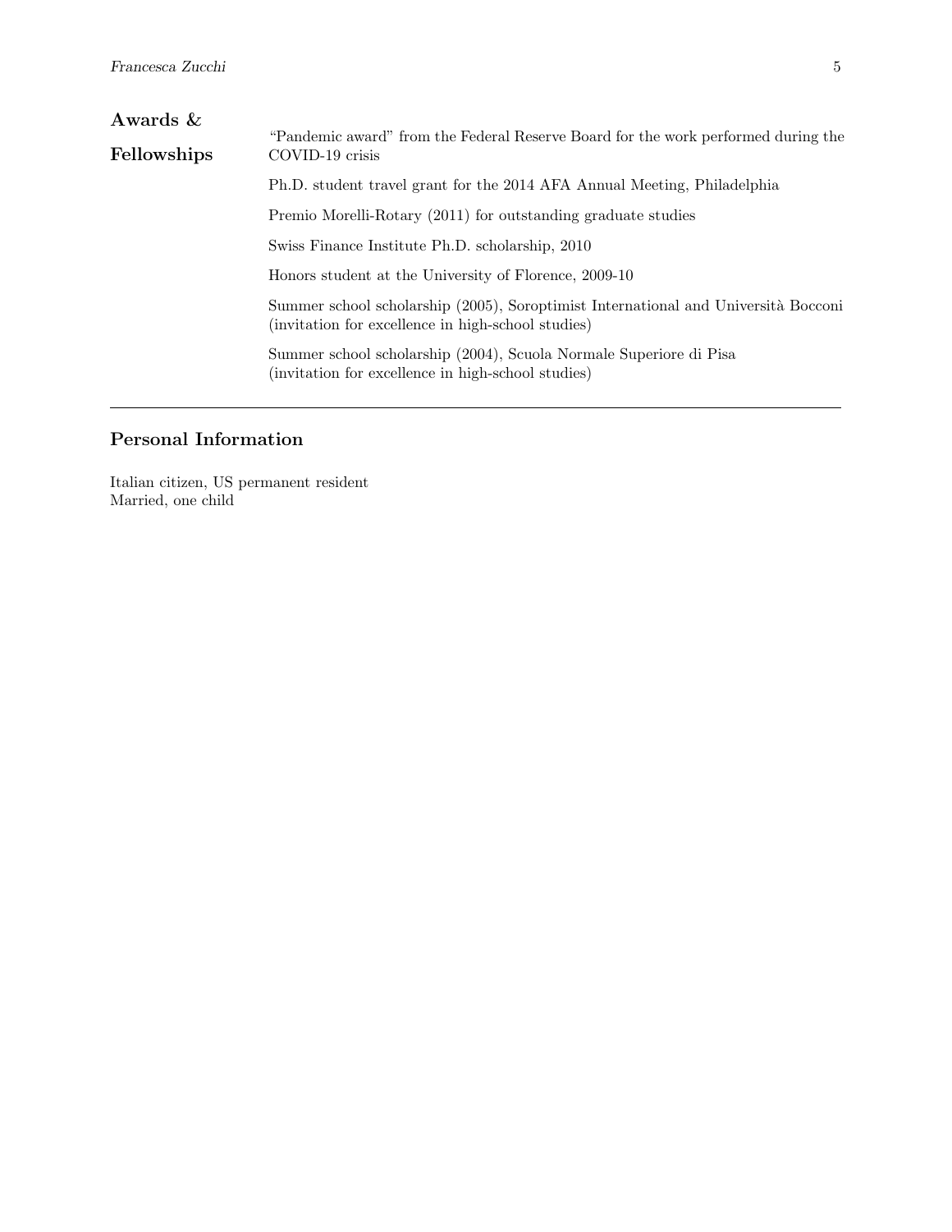## Awards & Fellowships

"Pandemic award" from the Federal Reserve Board for the work performed during the COVID-19 crisis

Ph.D. student travel grant for the 2014 AFA Annual Meeting, Philadelphia

Premio Morelli-Rotary (2011) for outstanding graduate studies

Swiss Finance Institute Ph.D. scholarship, 2010

Honors student at the University of Florence, 2009-10

Summer school scholarship (2005), Soroptimist International and Università Bocconi (invitation for excellence in high-school studies)

Summer school scholarship (2004), Scuola Normale Superiore di Pisa (invitation for excellence in high-school studies)

---

## Personal Information

Italian citizen, US permanent resident
Married, one child